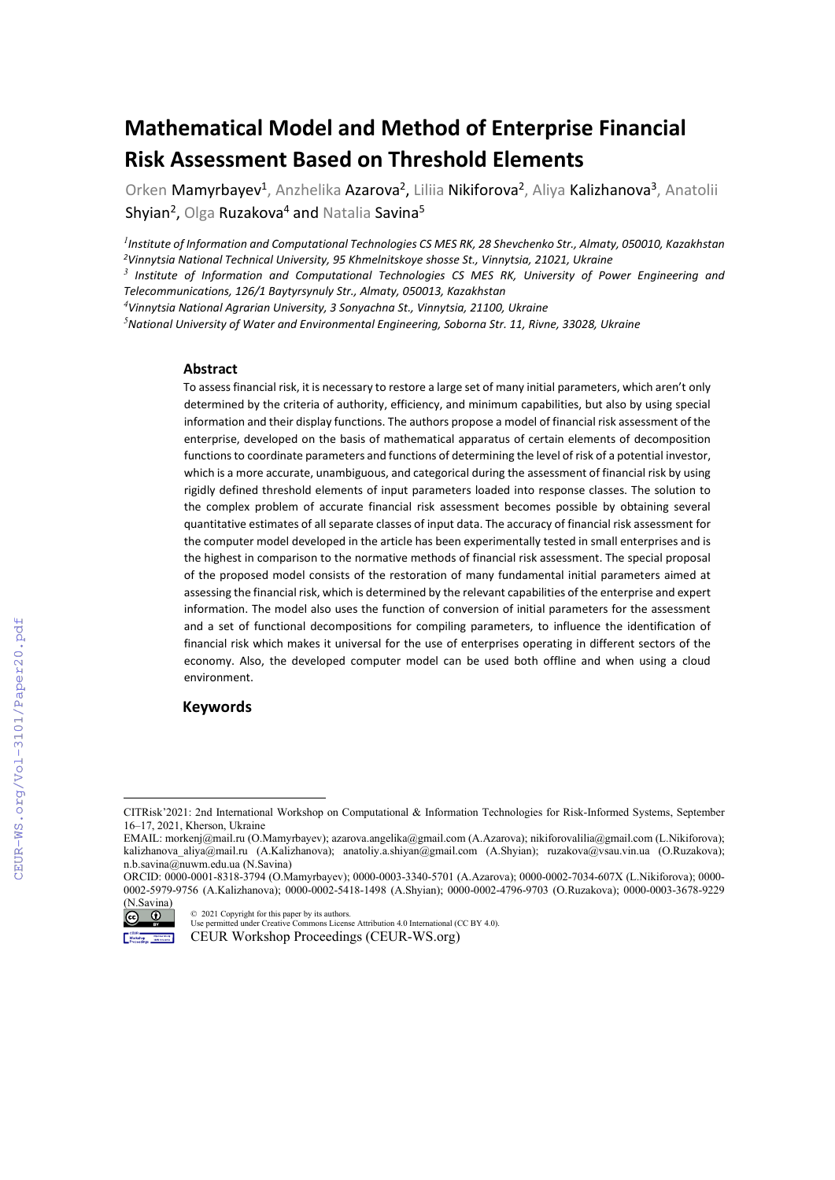# Mathematical Model and Method of Enterprise Financial Risk Assessment Based on Threshold Elements

Orken Mamyrbayev[1], Anzhelika Azarova[2], Liliia Nikiforova[2], Aliya Kalizhanova[3], Anatolii Shyian[2], Olga Ruzakova[4] and Natalia Savina[5]

[1] *Institute of Information and Computational Technologies CS MES RK, 28 Shevchenko Str., Almaty, 050010, Kazakhstan*
[2] *Vinnytsia National Technical University, 95 Khmelnitskoye shosse St., Vinnytsia, 21021, Ukraine*
[3] *Institute of Information and Computational Technologies CS MES RK, University of Power Engineering and Telecommunications, 126/1 Baytyrsynuly Str., Almaty, 050013, Kazakhstan*
[4] *Vinnytsia National Agrarian University, 3 Sonyachna St., Vinnytsia, 21100, Ukraine*
[5] *National University of Water and Environmental Engineering, Soborna Str. 11, Rivne, 33028, Ukraine*

### Abstract

To assess financial risk, it is necessary to restore a large set of many initial parameters, which aren't only determined by the criteria of authority, efficiency, and minimum capabilities, but also by using special information and their display functions. The authors propose a model of financial risk assessment of the enterprise, developed on the basis of mathematical apparatus of certain elements of decomposition functions to coordinate parameters and functions of determining the level of risk of a potential investor, which is a more accurate, unambiguous, and categorical during the assessment of financial risk by using rigidly defined threshold elements of input parameters loaded into response classes. The solution to the complex problem of accurate financial risk assessment becomes possible by obtaining several quantitative estimates of all separate classes of input data. The accuracy of financial risk assessment for the computer model developed in the article has been experimentally tested in small enterprises and is the highest in comparison to the normative methods of financial risk assessment. The special proposal of the proposed model consists of the restoration of many fundamental initial parameters aimed at assessing the financial risk, which is determined by the relevant capabilities of the enterprise and expert information. The model also uses the function of conversion of initial parameters for the assessment and a set of functional decompositions for compiling parameters, to influence the identification of financial risk which makes it universal for the use of enterprises operating in different sectors of the economy. Also, the developed computer model can be used both offline and when using a cloud environment.

### Keywords

---

CITRisk'2021: 2nd International Workshop on Computational & Information Technologies for Risk-Informed Systems, September 16–17, 2021, Kherson, Ukraine

EMAIL: morkenj@mail.ru (O.Mamyrbayev); azarova.angelika@gmail.com (A.Azarova); nikiforovalilia@gmail.com (L.Nikiforova); kalizhanova_aliya@mail.ru (A.Kalizhanova); anatoliy.a.shiyan@gmail.com (A.Shyian); ruzakova@vsau.vin.ua (O.Ruzakova); n.b.savina@nuwm.edu.ua (N.Savina)

ORCID: 0000-0001-8318-3794 (O.Mamyrbayev); 0000-0003-3340-5701 (A.Azarova); 0000-0002-7034-607X (L.Nikiforova); 0000-0002-5979-9756 (A.Kalizhanova); 0000-0002-5418-1498 (A.Shyian); 0000-0002-4796-9703 (O.Ruzakova); 0000-0003-3678-9229 (N.Savina)

© 2021 Copyright for this paper by its authors.
Use permitted under Creative Commons License Attribution 4.0 International (CC BY 4.0).

CEUR Workshop Proceedings (CEUR-WS.org)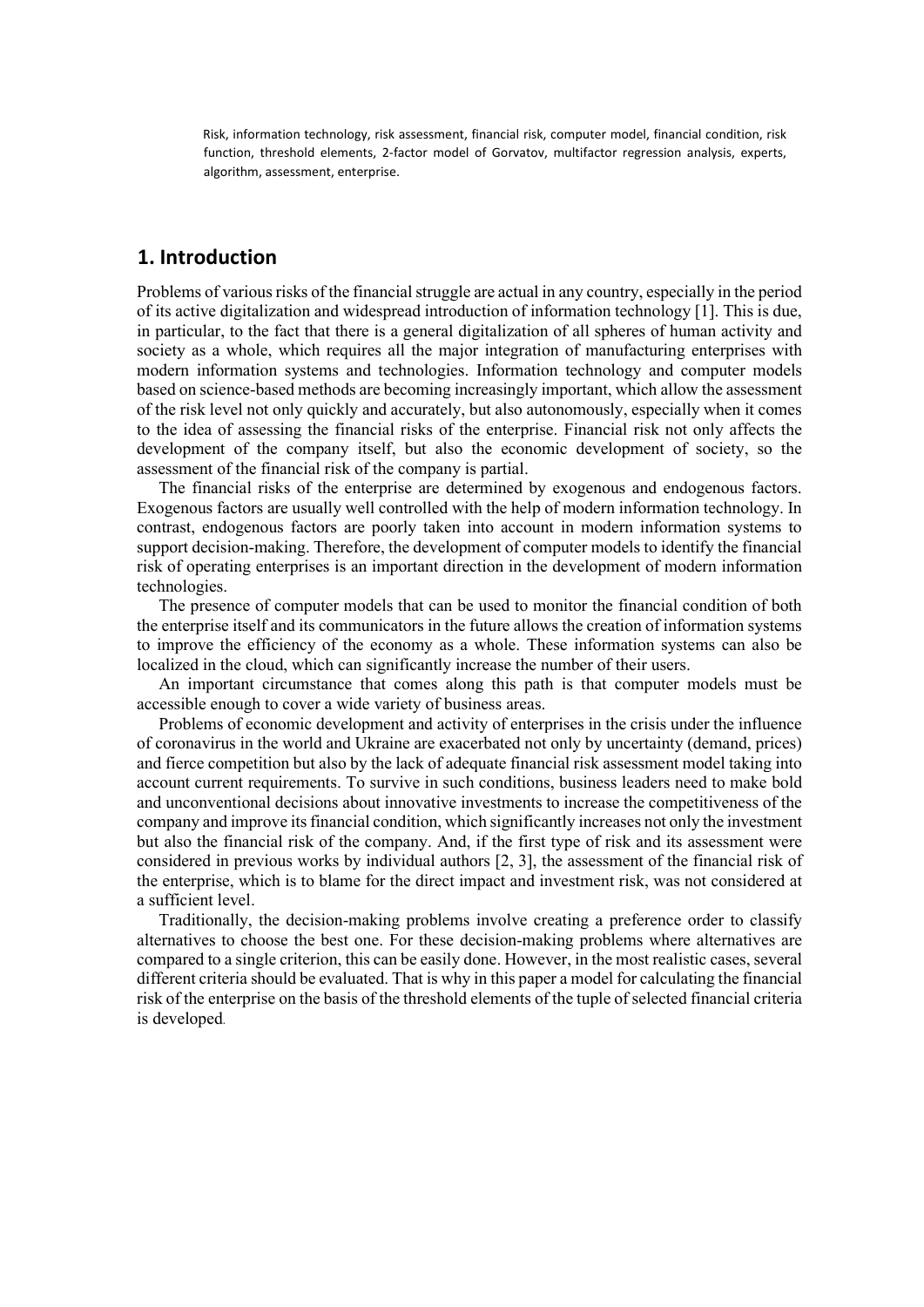Risk, information technology, risk assessment, financial risk, computer model, financial condition, risk function, threshold elements, 2-factor model of Gorvatov, multifactor regression analysis, experts, algorithm, assessment, enterprise.

## 1. Introduction

Problems of various risks of the financial struggle are actual in any country, especially in the period of its active digitalization and widespread introduction of information technology [1]. This is due, in particular, to the fact that there is a general digitalization of all spheres of human activity and society as a whole, which requires all the major integration of manufacturing enterprises with modern information systems and technologies. Information technology and computer models based on science-based methods are becoming increasingly important, which allow the assessment of the risk level not only quickly and accurately, but also autonomously, especially when it comes to the idea of assessing the financial risks of the enterprise. Financial risk not only affects the development of the company itself, but also the economic development of society, so the assessment of the financial risk of the company is partial.

The financial risks of the enterprise are determined by exogenous and endogenous factors. Exogenous factors are usually well controlled with the help of modern information technology. In contrast, endogenous factors are poorly taken into account in modern information systems to support decision-making. Therefore, the development of computer models to identify the financial risk of operating enterprises is an important direction in the development of modern information technologies.

The presence of computer models that can be used to monitor the financial condition of both the enterprise itself and its communicators in the future allows the creation of information systems to improve the efficiency of the economy as a whole. These information systems can also be localized in the cloud, which can significantly increase the number of their users.

An important circumstance that comes along this path is that computer models must be accessible enough to cover a wide variety of business areas.

Problems of economic development and activity of enterprises in the crisis under the influence of coronavirus in the world and Ukraine are exacerbated not only by uncertainty (demand, prices) and fierce competition but also by the lack of adequate financial risk assessment model taking into account current requirements. To survive in such conditions, business leaders need to make bold and unconventional decisions about innovative investments to increase the competitiveness of the company and improve its financial condition, which significantly increases not only the investment but also the financial risk of the company. And, if the first type of risk and its assessment were considered in previous works by individual authors [2, 3], the assessment of the financial risk of the enterprise, which is to blame for the direct impact and investment risk, was not considered at a sufficient level.

Traditionally, the decision-making problems involve creating a preference order to classify alternatives to choose the best one. For these decision-making problems where alternatives are compared to a single criterion, this can be easily done. However, in the most realistic cases, several different criteria should be evaluated. That is why in this paper a model for calculating the financial risk of the enterprise on the basis of the threshold elements of the tuple of selected financial criteria is developed.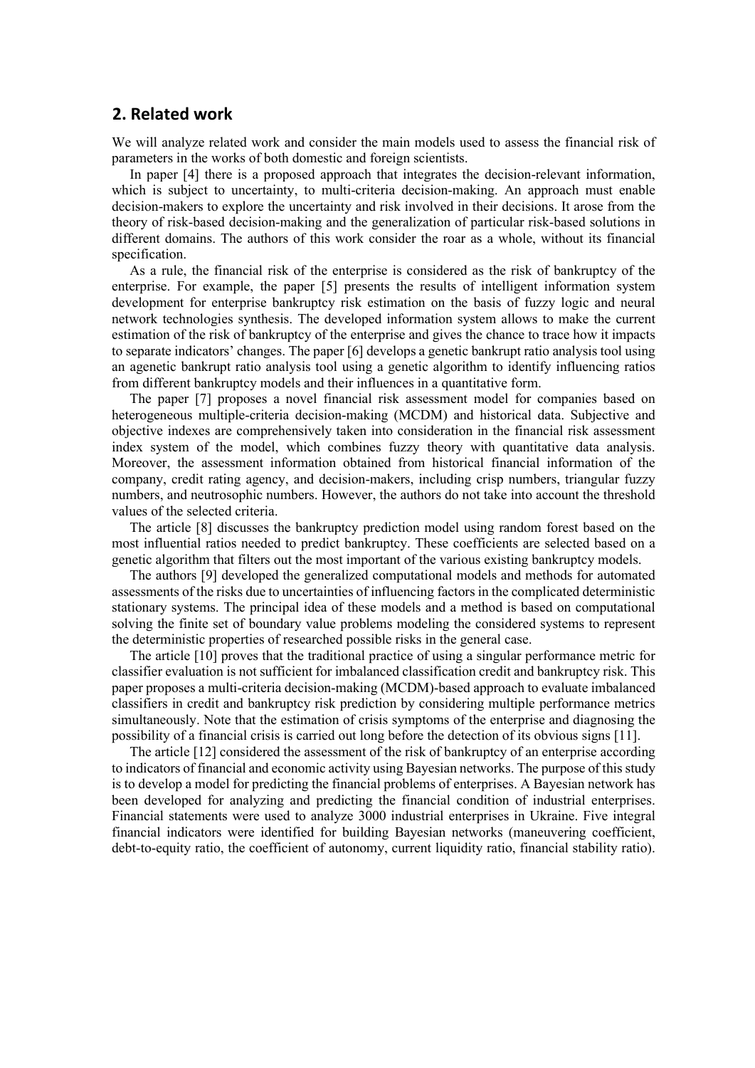## 2. Related work

We will analyze related work and consider the main models used to assess the financial risk of parameters in the works of both domestic and foreign scientists.

In paper [4] there is a proposed approach that integrates the decision-relevant information, which is subject to uncertainty, to multi-criteria decision-making. An approach must enable decision-makers to explore the uncertainty and risk involved in their decisions. It arose from the theory of risk-based decision-making and the generalization of particular risk-based solutions in different domains. The authors of this work consider the roar as a whole, without its financial specification.

As a rule, the financial risk of the enterprise is considered as the risk of bankruptcy of the enterprise. For example, the paper [5] presents the results of intelligent information system development for enterprise bankruptcy risk estimation on the basis of fuzzy logic and neural network technologies synthesis. The developed information system allows to make the current estimation of the risk of bankruptcy of the enterprise and gives the chance to trace how it impacts to separate indicators' changes. The paper [6] develops a genetic bankrupt ratio analysis tool using an agenetic bankrupt ratio analysis tool using a genetic algorithm to identify influencing ratios from different bankruptcy models and their influences in a quantitative form.

The paper [7] proposes a novel financial risk assessment model for companies based on heterogeneous multiple-criteria decision-making (MCDM) and historical data. Subjective and objective indexes are comprehensively taken into consideration in the financial risk assessment index system of the model, which combines fuzzy theory with quantitative data analysis. Moreover, the assessment information obtained from historical financial information of the company, credit rating agency, and decision-makers, including crisp numbers, triangular fuzzy numbers, and neutrosophic numbers. However, the authors do not take into account the threshold values of the selected criteria.

The article [8] discusses the bankruptcy prediction model using random forest based on the most influential ratios needed to predict bankruptcy. These coefficients are selected based on a genetic algorithm that filters out the most important of the various existing bankruptcy models.

The authors [9] developed the generalized computational models and methods for automated assessments of the risks due to uncertainties of influencing factors in the complicated deterministic stationary systems. The principal idea of these models and a method is based on computational solving the finite set of boundary value problems modeling the considered systems to represent the deterministic properties of researched possible risks in the general case.

The article [10] proves that the traditional practice of using a singular performance metric for classifier evaluation is not sufficient for imbalanced classification credit and bankruptcy risk. This paper proposes a multi-criteria decision-making (MCDM)-based approach to evaluate imbalanced classifiers in credit and bankruptcy risk prediction by considering multiple performance metrics simultaneously. Note that the estimation of crisis symptoms of the enterprise and diagnosing the possibility of a financial crisis is carried out long before the detection of its obvious signs [11].

The article [12] considered the assessment of the risk of bankruptcy of an enterprise according to indicators of financial and economic activity using Bayesian networks. The purpose of this study is to develop a model for predicting the financial problems of enterprises. A Bayesian network has been developed for analyzing and predicting the financial condition of industrial enterprises. Financial statements were used to analyze 3000 industrial enterprises in Ukraine. Five integral financial indicators were identified for building Bayesian networks (maneuvering coefficient, debt-to-equity ratio, the coefficient of autonomy, current liquidity ratio, financial stability ratio).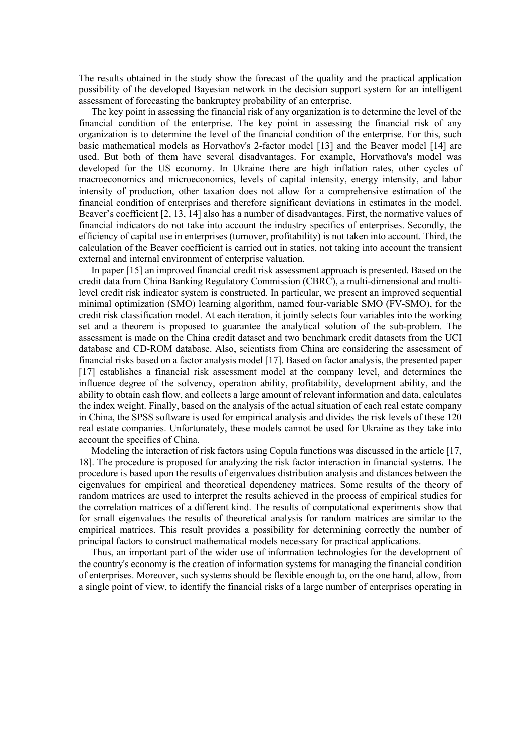The results obtained in the study show the forecast of the quality and the practical application possibility of the developed Bayesian network in the decision support system for an intelligent assessment of forecasting the bankruptcy probability of an enterprise.

The key point in assessing the financial risk of any organization is to determine the level of the financial condition of the enterprise. The key point in assessing the financial risk of any organization is to determine the level of the financial condition of the enterprise. For this, such basic mathematical models as Horvathov's 2-factor model [13] and the Beaver model [14] are used. But both of them have several disadvantages. For example, Horvathova's model was developed for the US economy. In Ukraine there are high inflation rates, other cycles of macroeconomics and microeconomics, levels of capital intensity, energy intensity, and labor intensity of production, other taxation does not allow for a comprehensive estimation of the financial condition of enterprises and therefore significant deviations in estimates in the model. Beaver's coefficient [2, 13, 14] also has a number of disadvantages. First, the normative values of financial indicators do not take into account the industry specifics of enterprises. Secondly, the efficiency of capital use in enterprises (turnover, profitability) is not taken into account. Third, the calculation of the Beaver coefficient is carried out in statics, not taking into account the transient external and internal environment of enterprise valuation.

In paper [15] an improved financial credit risk assessment approach is presented. Based on the credit data from China Banking Regulatory Commission (CBRC), a multi-dimensional and multi-level credit risk indicator system is constructed. In particular, we present an improved sequential minimal optimization (SMO) learning algorithm, named four-variable SMO (FV-SMO), for the credit risk classification model. At each iteration, it jointly selects four variables into the working set and a theorem is proposed to guarantee the analytical solution of the sub-problem. The assessment is made on the China credit dataset and two benchmark credit datasets from the UCI database and CD-ROM database. Also, scientists from China are considering the assessment of financial risks based on a factor analysis model [17]. Based on factor analysis, the presented paper [17] establishes a financial risk assessment model at the company level, and determines the influence degree of the solvency, operation ability, profitability, development ability, and the ability to obtain cash flow, and collects a large amount of relevant information and data, calculates the index weight. Finally, based on the analysis of the actual situation of each real estate company in China, the SPSS software is used for empirical analysis and divides the risk levels of these 120 real estate companies. Unfortunately, these models cannot be used for Ukraine as they take into account the specifics of China.

Modeling the interaction of risk factors using Copula functions was discussed in the article [17, 18]. The procedure is proposed for analyzing the risk factor interaction in financial systems. The procedure is based upon the results of eigenvalues distribution analysis and distances between the eigenvalues for empirical and theoretical dependency matrices. Some results of the theory of random matrices are used to interpret the results achieved in the process of empirical studies for the correlation matrices of a different kind. The results of computational experiments show that for small eigenvalues the results of theoretical analysis for random matrices are similar to the empirical matrices. This result provides a possibility for determining correctly the number of principal factors to construct mathematical models necessary for practical applications.

Thus, an important part of the wider use of information technologies for the development of the country's economy is the creation of information systems for managing the financial condition of enterprises. Moreover, such systems should be flexible enough to, on the one hand, allow, from a single point of view, to identify the financial risks of a large number of enterprises operating in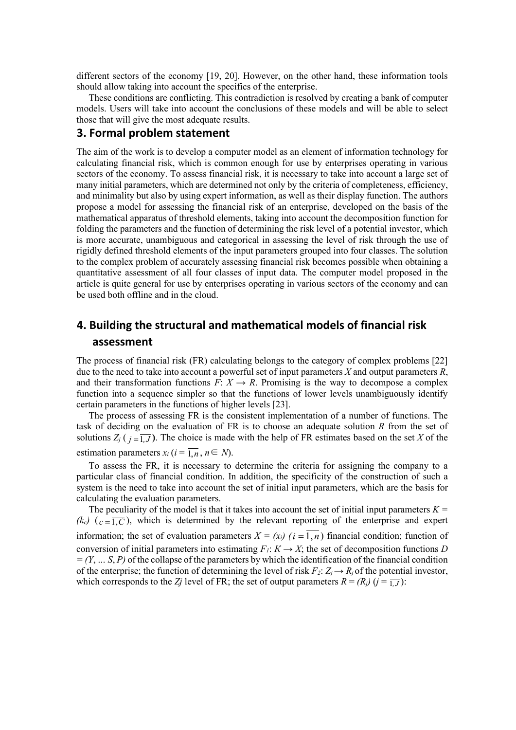different sectors of the economy [19, 20]. However, on the other hand, these information tools should allow taking into account the specifics of the enterprise.

These conditions are conflicting. This contradiction is resolved by creating a bank of computer models. Users will take into account the conclusions of these models and will be able to select those that will give the most adequate results.

## 3. Formal problem statement

The aim of the work is to develop a computer model as an element of information technology for calculating financial risk, which is common enough for use by enterprises operating in various sectors of the economy. To assess financial risk, it is necessary to take into account a large set of many initial parameters, which are determined not only by the criteria of completeness, efficiency, and minimality but also by using expert information, as well as their display function. The authors propose a model for assessing the financial risk of an enterprise, developed on the basis of the mathematical apparatus of threshold elements, taking into account the decomposition function for folding the parameters and the function of determining the risk level of a potential investor, which is more accurate, unambiguous and categorical in assessing the level of risk through the use of rigidly defined threshold elements of the input parameters grouped into four classes. The solution to the complex problem of accurately assessing financial risk becomes possible when obtaining a quantitative assessment of all four classes of input data. The computer model proposed in the article is quite general for use by enterprises operating in various sectors of the economy and can be used both offline and in the cloud.

## 4. Building the structural and mathematical models of financial risk assessment

The process of financial risk (FR) calculating belongs to the category of complex problems [22] due to the need to take into account a powerful set of input parameters $X$ and output parameters $R$, and their transformation functions $F$: $X \rightarrow R$. Promising is the way to decompose a complex function into a sequence simpler so that the functions of lower levels unambiguously identify certain parameters in the functions of higher levels [23].

The process of assessing FR is the consistent implementation of a number of functions. The task of deciding on the evaluation of FR is to choose an adequate solution $R$ from the set of solutions $Z_j$ ($j = \overline{1, J}$). The choice is made with the help of FR estimates based on the set $X$ of the estimation parameters $x_i$ ($i = \overline{1, n}$, $n \in N$).

To assess the FR, it is necessary to determine the criteria for assigning the company to a particular class of financial condition. In addition, the specificity of the construction of such a system is the need to take into account the set of initial input parameters, which are the basis for calculating the evaluation parameters.

The peculiarity of the model is that it takes into account the set of initial input parameters $K = (k_c)$ ($c = \overline{1, C}$), which is determined by the relevant reporting of the enterprise and expert information; the set of evaluation parameters $X = (x_i)$ ($i = \overline{1, n}$) financial condition; function of conversion of initial parameters into estimating $F_1$: $K \rightarrow X$; the set of decomposition functions $D = (Y, \ldots S, P)$ of the collapse of the parameters by which the identification of the financial condition of the enterprise; the function of determining the level of risk $F_2$: $Z_j \rightarrow R_j$ of the potential investor, which corresponds to the $Z_j$ level of FR; the set of output parameters $R = (R_j)$ ($j = \overline{1, J}$):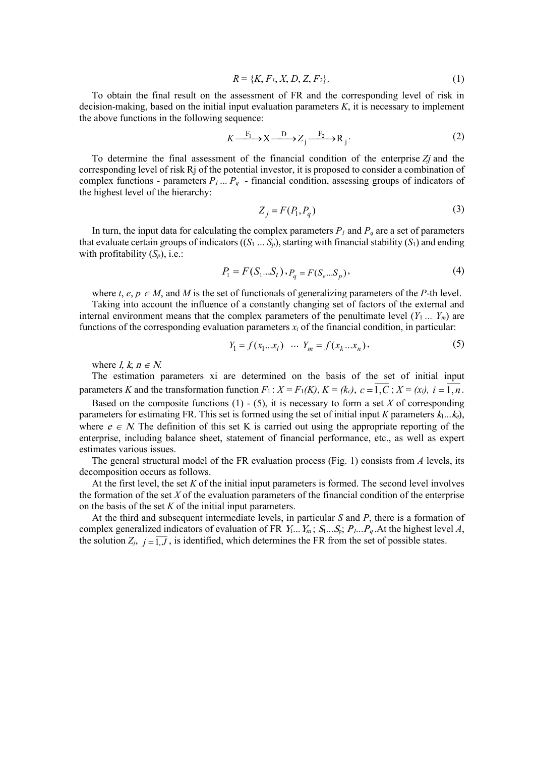$$R = \{K, F_1, X, D, Z, F_2\}, \tag{1}$$

To obtain the final result on the assessment of FR and the corresponding level of risk in decision-making, based on the initial input evaluation parameters $K$, it is necessary to implement the above functions in the following sequence:

$$K \xrightarrow{F_1} X \xrightarrow{D} Z_j \xrightarrow{F_2} R_j. \tag{2}$$

To determine the final assessment of the financial condition of the enterprise $Zj$ and the corresponding level of risk Rj of the potential investor, it is proposed to consider a combination of complex functions - parameters $P_1 ... P_q$ - financial condition, assessing groups of indicators of the highest level of the hierarchy:

$$Z_j = F(P_1, P_q) \tag{3}$$

In turn, the input data for calculating the complex parameters $P_1$ and $P_q$ are a set of parameters that evaluate certain groups of indicators (($S_1$ ... $S_p$), starting with financial stability ($S_1$) and ending with profitability ($S_p$), i.e.:

$$P_1 = F(S_1 ... S_t), P_q = F(S_e ... S_p), \tag{4}$$

where $t, e, p \in M$, and $M$ is the set of functionals of generalizing parameters of the $P$-th level.

Taking into account the influence of a constantly changing set of factors of the external and internal environment means that the complex parameters of the penultimate level ($Y_1 ... Y_m$) are functions of the corresponding evaluation parameters $x_i$ of the financial condition, in particular:

$$Y_1 = f(x_1 ... x_l) \; \cdots \; Y_m = f(x_k ... x_n), \tag{5}$$

where $l, k, n \in N$.

The estimation parameters xi are determined on the basis of the set of initial input parameters $K$ and the transformation function $F_1: X = F_1(K)$, $K = (k_c)$, $c = \overline{1, C}$; $X = (x_i)$, $i = \overline{1, n}$.

Based on the composite functions (1) - (5), it is necessary to form a set $X$ of corresponding parameters for estimating FR. This set is formed using the set of initial input $K$ parameters $k_1 ... k_e$), where $e \in N$. The definition of this set K is carried out using the appropriate reporting of the enterprise, including balance sheet, statement of financial performance, etc., as well as expert estimates various issues.

The general structural model of the FR evaluation process (Fig. 1) consists from $A$ levels, its decomposition occurs as follows.

At the first level, the set $K$ of the initial input parameters is formed. The second level involves the formation of the set $X$ of the evaluation parameters of the financial condition of the enterprise on the basis of the set $K$ of the initial input parameters.

At the third and subsequent intermediate levels, in particular $S$ and $P$, there is a formation of complex generalized indicators of evaluation of FR $Y_1 ... Y_m$; $S_1 ... S_p$; $P_1 ... P_q$. At the highest level $A$, the solution $Z_j$, $j = \overline{1, J}$, is identified, which determines the FR from the set of possible states.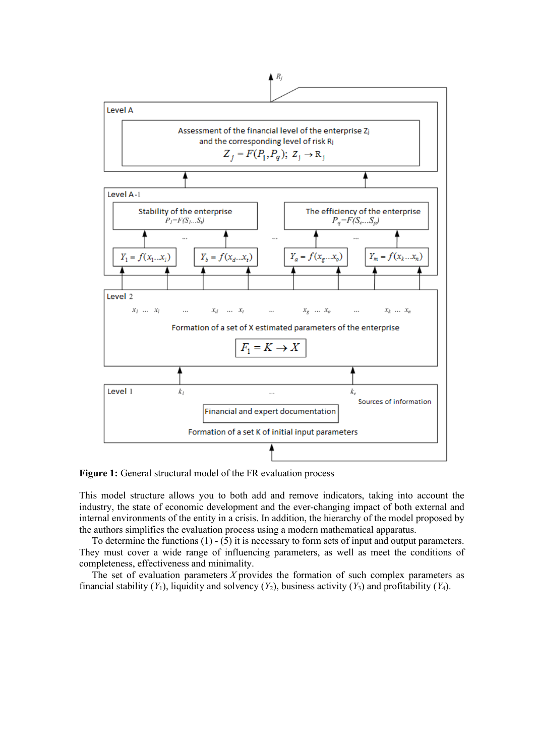**Figure 1:** General structural model of the FR evaluation process

This model structure allows you to both add and remove indicators, taking into account the industry, the state of economic development and the ever-changing impact of both external and internal environments of the entity in a crisis. In addition, the hierarchy of the model proposed by the authors simplifies the evaluation process using a modern mathematical apparatus.

To determine the functions (1) - (5) it is necessary to form sets of input and output parameters. They must cover a wide range of influencing parameters, as well as meet the conditions of completeness, effectiveness and minimality.

The set of evaluation parameters $X$ provides the formation of such complex parameters as financial stability ($Y_1$), liquidity and solvency ($Y_2$), business activity ($Y_3$) and profitability ($Y_4$).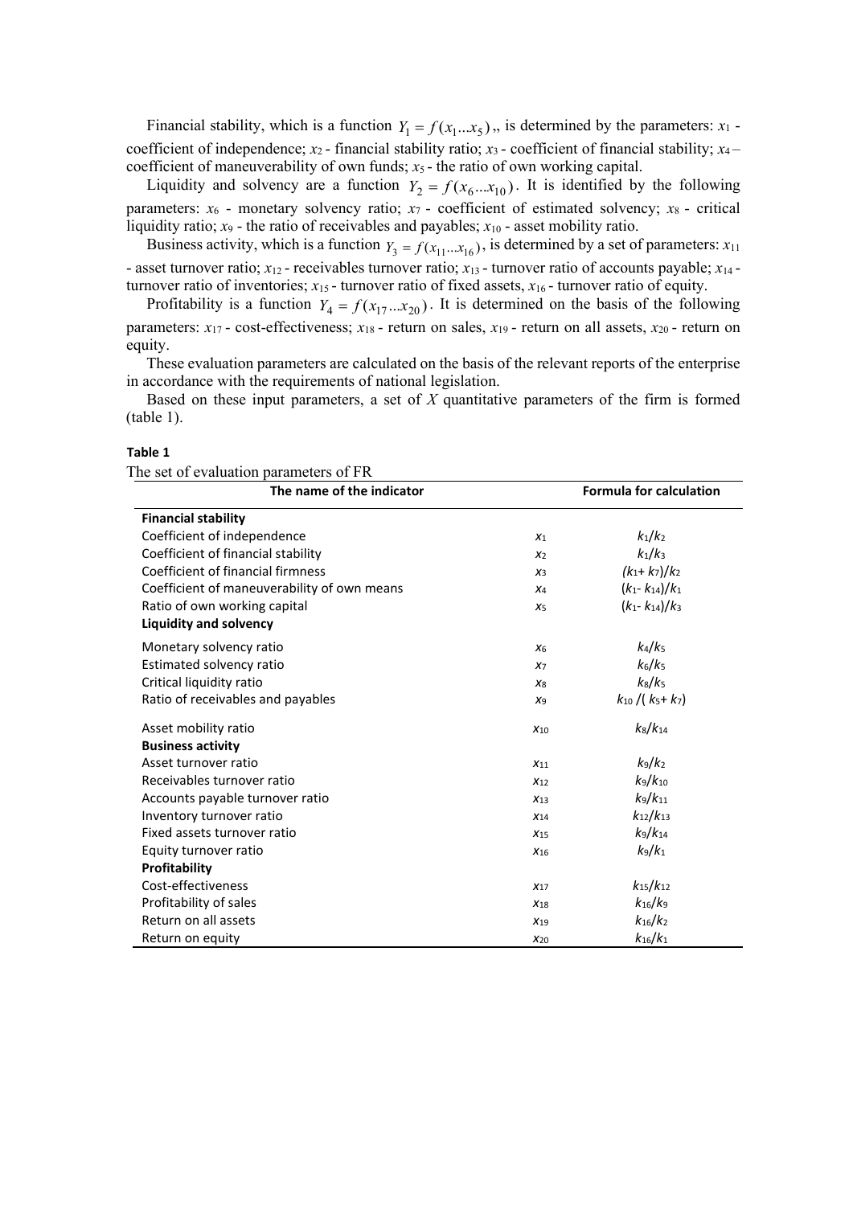Financial stability, which is a function $Y_1 = f(x_1 ... x_5)$,, is determined by the parameters: $x_1$ - coefficient of independence; $x_2$ - financial stability ratio; $x_3$ - coefficient of financial stability; $x_4$ – coefficient of maneuverability of own funds; $x_5$ - the ratio of own working capital.

Liquidity and solvency are a function $Y_2 = f(x_6 ... x_{10})$. It is identified by the following parameters: $x_6$ - monetary solvency ratio; $x_7$ - coefficient of estimated solvency; $x_8$ - critical liquidity ratio; $x_9$ - the ratio of receivables and payables; $x_{10}$ - asset mobility ratio.

Business activity, which is a function $Y_3 = f(x_{11} ... x_{16})$, is determined by a set of parameters: $x_{11}$ - asset turnover ratio; $x_{12}$ - receivables turnover ratio; $x_{13}$ - turnover ratio of accounts payable; $x_{14}$ - turnover ratio of inventories; $x_{15}$ - turnover ratio of fixed assets, $x_{16}$ - turnover ratio of equity.

Profitability is a function $Y_4 = f(x_{17} ... x_{20})$. It is determined on the basis of the following parameters: $x_{17}$ - cost-effectiveness; $x_{18}$ - return on sales, $x_{19}$ - return on all assets, $x_{20}$ - return on equity.

These evaluation parameters are calculated on the basis of the relevant reports of the enterprise in accordance with the requirements of national legislation.

Based on these input parameters, a set of *X* quantitative parameters of the firm is formed (table 1).

**Table 1**

The set of evaluation parameters of FR

| The name of the indicator | | Formula for calculation |
|---|---|---|
| **Financial stability** | | |
| Coefficient of independence | $x_1$ | $k_1/k_2$ |
| Coefficient of financial stability | $x_2$ | $k_1/k_3$ |
| Coefficient of financial firmness | $x_3$ | $(k_1+k_7)/k_2$ |
| Coefficient of maneuverability of own means | $x_4$ | $(k_1-k_{14})/k_1$ |
| Ratio of own working capital | $x_5$ | $(k_1-k_{14})/k_3$ |
| **Liquidity and solvency** | | |
| Monetary solvency ratio | $x_6$ | $k_4/k_5$ |
| Estimated solvency ratio | $x_7$ | $k_6/k_5$ |
| Critical liquidity ratio | $x_8$ | $k_8/k_5$ |
| Ratio of receivables and payables | $x_9$ | $k_{10}/(k_5+k_7)$ |
| Asset mobility ratio | $x_{10}$ | $k_8/k_{14}$ |
| **Business activity** | | |
| Asset turnover ratio | $x_{11}$ | $k_9/k_2$ |
| Receivables turnover ratio | $x_{12}$ | $k_9/k_{10}$ |
| Accounts payable turnover ratio | $x_{13}$ | $k_9/k_{11}$ |
| Inventory turnover ratio | $x_{14}$ | $k_{12}/k_{13}$ |
| Fixed assets turnover ratio | $x_{15}$ | $k_9/k_{14}$ |
| Equity turnover ratio | $x_{16}$ | $k_9/k_1$ |
| **Profitability** | | |
| Cost-effectiveness | $x_{17}$ | $k_{15}/k_{12}$ |
| Profitability of sales | $x_{18}$ | $k_{16}/k_9$ |
| Return on all assets | $x_{19}$ | $k_{16}/k_2$ |
| Return on equity | $x_{20}$ | $k_{16}/k_1$ |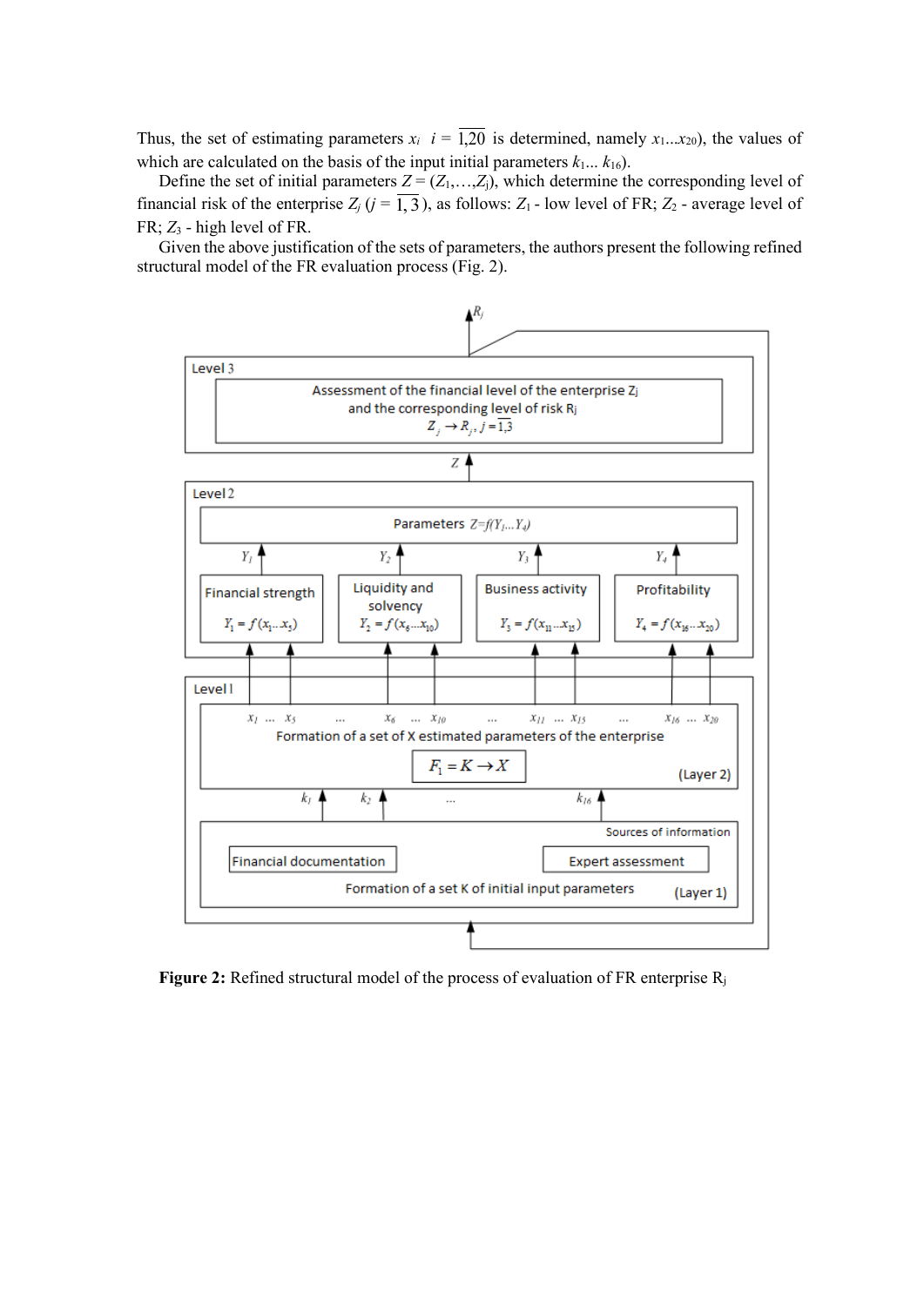Thus, the set of estimating parameters $x_i$ $i = \overline{1,20}$ is determined, namely $x_1...x_{20}$), the values of which are calculated on the basis of the input initial parameters $k_1... k_{16}$).

Define the set of initial parameters $Z = (Z_1,…,Z_j)$, which determine the corresponding level of financial risk of the enterprise $Z_j$ ($j = \overline{1, 3}$), as follows: $Z_1$ - low level of FR; $Z_2$ - average level of FR; $Z_3$ - high level of FR.

Given the above justification of the sets of parameters, the authors present the following refined structural model of the FR evaluation process (Fig. 2).

**Figure 2:** Refined structural model of the process of evaluation of FR enterprise $R_j$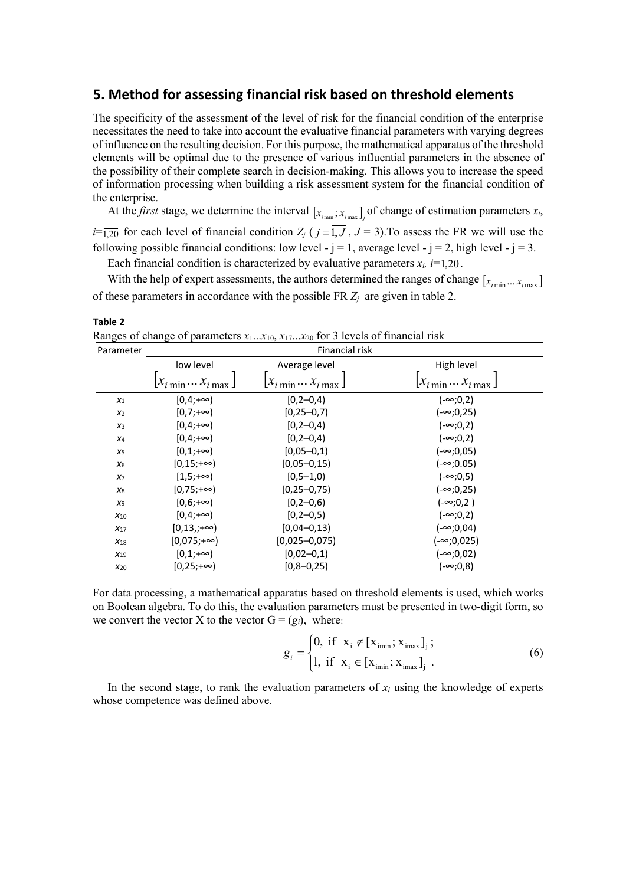## 5. Method for assessing financial risk based on threshold elements

The specificity of the assessment of the level of risk for the financial condition of the enterprise necessitates the need to take into account the evaluative financial parameters with varying degrees of influence on the resulting decision. For this purpose, the mathematical apparatus of the threshold elements will be optimal due to the presence of various influential parameters in the absence of the possibility of their complete search in decision-making. This allows you to increase the speed of information processing when building a risk assessment system for the financial condition of the enterprise.

At the *first* stage, we determine the interval $[x_{i\min}; x_{i\max}]_j$ of change of estimation parameters $x_i$, $i=\overline{1,20}$ for each level of financial condition $Z_j$ ($j=\overline{1,J}$, $J = 3$).To assess the FR we will use the following possible financial conditions: low level - j = 1, average level - j = 2, high level - j = 3.

Each financial condition is characterized by evaluative parameters $x_i$, $i=\overline{1,20}$.

With the help of expert assessments, the authors determined the ranges of change $[x_{i\min} \dots x_{i\max}]$ of these parameters in accordance with the possible FR $Z_j$ are given in table 2.

**Table 2**

Ranges of change of parameters $x_1 \dots x_{10}$, $x_{17} \dots x_{20}$ for 3 levels of financial risk

| Parameter | Financial risk | | |
|---|---|---|---|
| | low level | Average level | High level |
| | $[x_{i\min} \dots x_{i\max}]$ | $[x_{i\min} \dots x_{i\max}]$ | $[x_{i\min} \dots x_{i\max}]$ |
| $x_1$ | [0,4;+∞) | [0,2–0,4) | (-∞;0,2) |
| $x_2$ | [0,7;+∞) | [0,25–0,7) | (-∞;0,25) |
| $x_3$ | [0,4;+∞) | [0,2–0,4) | (-∞;0,2) |
| $x_4$ | [0,4;+∞) | [0,2–0,4) | (-∞;0,2) |
| $x_5$ | [0,1;+∞) | [0,05–0,1) | (-∞;0,05) |
| $x_6$ | [0,15;+∞) | [0,05–0,15) | (-∞;0.05) |
| $x_7$ | [1,5;+∞) | [0,5–1,0) | (-∞;0,5) |
| $x_8$ | [0,75;+∞) | [0,25–0,75) | (-∞;0,25) |
| $x_9$ | [0,6;+∞) | [0,2–0,6) | (-∞;0,2 ) |
| $x_{10}$ | [0,4;+∞) | [0,2–0,5) | (-∞;0,2) |
| $x_{17}$ | [0,13,;+∞) | [0,04–0,13) | (-∞;0,04) |
| $x_{18}$ | [0,075;+∞) | [0,025–0,075) | (-∞;0,025) |
| $x_{19}$ | [0,1;+∞) | [0,02–0,1) | (-∞;0,02) |
| $x_{20}$ | [0,25;+∞) | [0,8–0,25) | (-∞;0,8) |

For data processing, a mathematical apparatus based on threshold elements is used, which works on Boolean algebra. To do this, the evaluation parameters must be presented in two-digit form, so we convert the vector X to the vector G = ($g_i$), where:

$$g_i = \begin{cases} 0, \text{ if } x_i \notin [x_{i\min}; x_{i\max}]_j; \\ 1, \text{ if } x_i \in [x_{i\min}; x_{i\max}]_j. \end{cases} \quad (6)$$

In the second stage, to rank the evaluation parameters of $x_i$ using the knowledge of experts whose competence was defined above.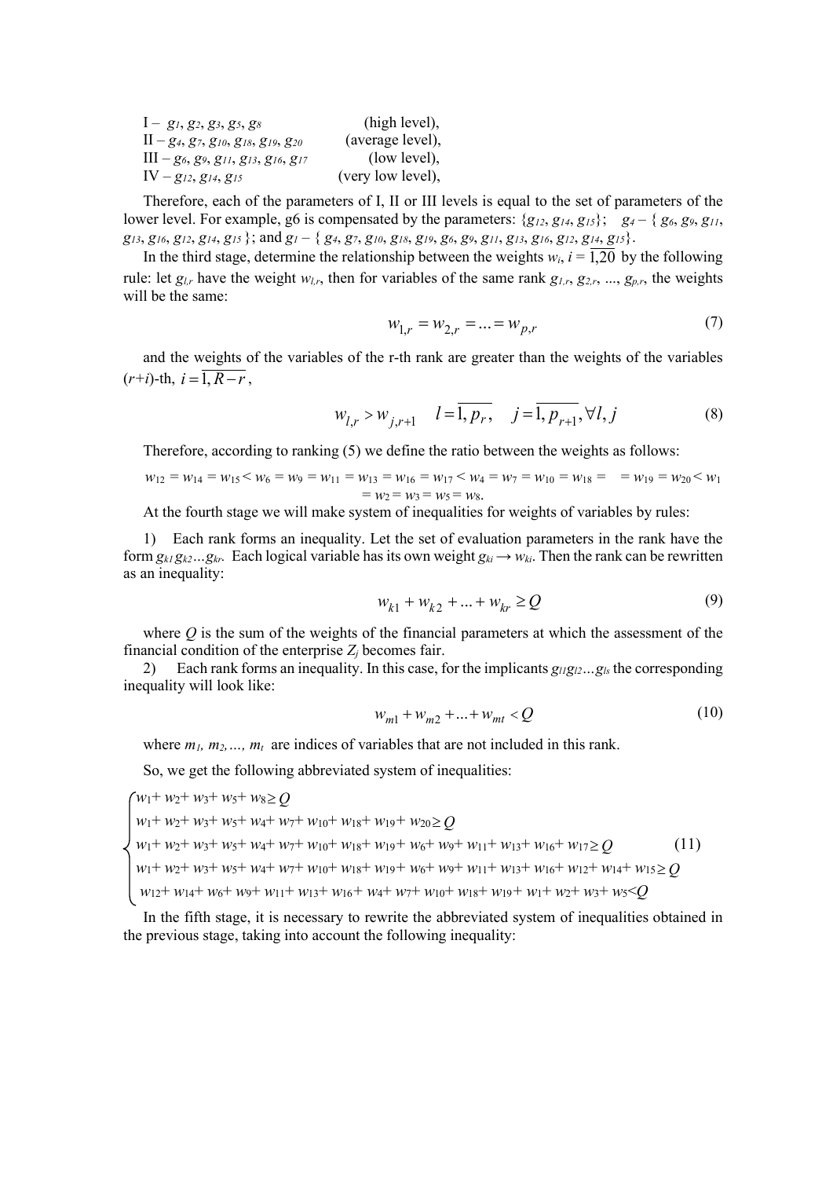I – $g_1$, $g_2$, $g_3$, $g_5$, $g_8$ (high level),
II – $g_4$, $g_7$, $g_{10}$, $g_{18}$, $g_{19}$, $g_{20}$ (average level),
III – $g_6$, $g_9$, $g_{11}$, $g_{13}$, $g_{16}$, $g_{17}$ (low level),
IV – $g_{12}$, $g_{14}$, $g_{15}$ (very low level),

Therefore, each of the parameters of I, II or III levels is equal to the set of parameters of the lower level. For example, g6 is compensated by the parameters: $\{g_{12}, g_{14}, g_{15}\}$; $g_4$ – $\{g_6, g_9, g_{11}, g_{13}, g_{16}, g_{12}, g_{14}, g_{15}\}$; and $g_1$ – $\{g_4, g_7, g_{10}, g_{18}, g_{19}, g_6, g_9, g_{11}, g_{13}, g_{16}, g_{12}, g_{14}, g_{15}\}$.

In the third stage, determine the relationship between the weights $w_i$, $i = \overline{1,20}$ by the following rule: let $g_{l,r}$ have the weight $w_{l,r}$, then for variables of the same rank $g_{1,r}, g_{2,r}, ..., g_{p,r}$, the weights will be the same:

$$w_{1,r} = w_{2,r} = ... = w_{p,r} \tag{7}$$

and the weights of the variables of the r-th rank are greater than the weights of the variables ($r+i$)-th, $i = \overline{1, R-r}$,

$$w_{l,r} > w_{j,r+1} \quad l = \overline{1, p_r}, \quad j = \overline{1, p_{r+1}}, \forall l, j \tag{8}$$

Therefore, according to ranking (5) we define the ratio between the weights as follows:

$$w_{12} = w_{14} = w_{15} < w_6 = w_9 = w_{11} = w_{13} = w_{16} = w_{17} < w_4 = w_7 = w_{10} = w_{18} = w_{19} = w_{20} < w_1 = w_2 = w_3 = w_5 = w_8.$$

At the fourth stage we will make system of inequalities for weights of variables by rules:

1) Each rank forms an inequality. Let the set of evaluation parameters in the rank have the form $g_{k1} g_{k2} ... g_{kr}$. Each logical variable has its own weight $g_{ki} \rightarrow w_{ki}$. Then the rank can be rewritten as an inequality:

$$w_{k1} + w_{k2} + ... + w_{kr} \geq Q \tag{9}$$

where $Q$ is the sum of the weights of the financial parameters at which the assessment of the financial condition of the enterprise $Z_j$ becomes fair.

2) Each rank forms an inequality. In this case, for the implicants $g_{l1} g_{l2} ... g_{ls}$ the corresponding inequality will look like:

$$w_{m1} + w_{m2} + ... + w_{mt} < Q \tag{10}$$

where $m_1, m_2, ..., m_t$ are indices of variables that are not included in this rank.

So, we get the following abbreviated system of inequalities:

$$\begin{cases} w_1 + w_2 + w_3 + w_5 + w_8 \geq Q \\ w_1 + w_2 + w_3 + w_5 + w_4 + w_7 + w_{10} + w_{18} + w_{19} + w_{20} \geq Q \\ w_1 + w_2 + w_3 + w_5 + w_4 + w_7 + w_{10} + w_{18} + w_{19} + w_6 + w_9 + w_{11} + w_{13} + w_{16} + w_{17} \geq Q \\ w_1 + w_2 + w_3 + w_5 + w_4 + w_7 + w_{10} + w_{18} + w_{19} + w_6 + w_9 + w_{11} + w_{13} + w_{16} + w_{12} + w_{14} + w_{15} \geq Q \\ w_{12} + w_{14} + w_6 + w_9 + w_{11} + w_{13} + w_{16} + w_4 + w_7 + w_{10} + w_{18} + w_{19} + w_1 + w_2 + w_3 + w_5 < Q \end{cases} \tag{11}$$

In the fifth stage, it is necessary to rewrite the abbreviated system of inequalities obtained in the previous stage, taking into account the following inequality: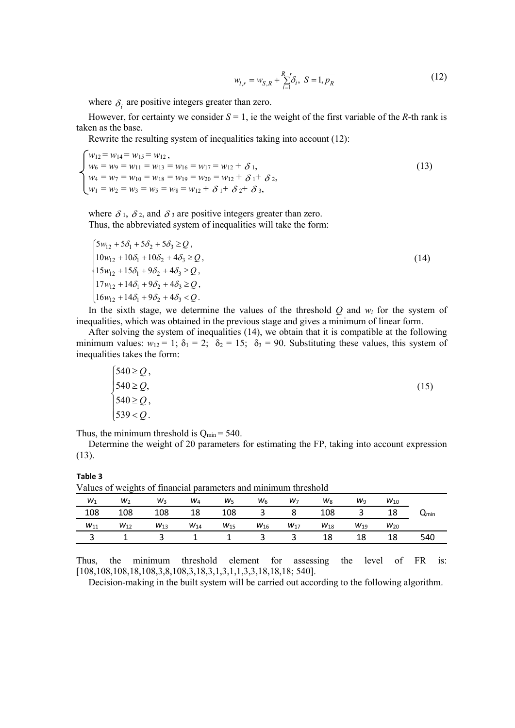$$w_{l,r} = w_{S,R} + \sum_{i=1}^{R-r} \delta_i,\ S = \overline{1, p_R} \tag{12}$$

where $\delta_i$ are positive integers greater than zero.

However, for certainty we consider $S = 1$, ie the weight of the first variable of the $R$-th rank is taken as the base.

Rewrite the resulting system of inequalities taking into account (12):

$$\begin{cases} w_{12} = w_{14} = w_{15} = w_{12}, \\ w_6 = w_9 = w_{11} = w_{13} = w_{16} = w_{17} = w_{12} + \delta_1, \\ w_4 = w_7 = w_{10} = w_{18} = w_{19} = w_{20} = w_{12} + \delta_1 + \delta_2, \\ w_1 = w_2 = w_3 = w_5 = w_8 = w_{12} + \delta_1 + \delta_2 + \delta_3, \end{cases} \tag{13}$$

where $\delta_1$, $\delta_2$, and $\delta_3$ are positive integers greater than zero.

Thus, the abbreviated system of inequalities will take the form:

$$\begin{cases} 5w_{12} + 5\delta_1 + 5\delta_2 + 5\delta_3 \geq Q, \\ 10w_{12} + 10\delta_1 + 10\delta_2 + 4\delta_3 \geq Q, \\ 15w_{12} + 15\delta_1 + 9\delta_2 + 4\delta_3 \geq Q, \\ 17w_{12} + 14\delta_1 + 9\delta_2 + 4\delta_3 \geq Q, \\ 16w_{12} + 14\delta_1 + 9\delta_2 + 4\delta_3 < Q. \end{cases} \tag{14}$$

In the sixth stage, we determine the values of the threshold $Q$ and $w_i$ for the system of inequalities, which was obtained in the previous stage and gives a minimum of linear form.

After solving the system of inequalities (14), we obtain that it is compatible at the following minimum values: $w_{12} = 1$; $\delta_1 = 2$; $\delta_2 = 15$; $\delta_3 = 90$. Substituting these values, this system of inequalities takes the form:

$$\begin{cases} 540 \geq Q, \\ 540 \geq Q, \\ 540 \geq Q, \\ 539 < Q. \end{cases} \tag{15}$$

Thus, the minimum threshold is $Q_{min} = 540$.

Determine the weight of 20 parameters for estimating the FP, taking into account expression (13).

**Table 3**

Values of weights of financial parameters and minimum threshold

| $w_1$ | $w_2$ | $w_3$ | $w_4$ | $w_5$ | $w_6$ | $w_7$ | $w_8$ | $w_9$ | $w_{10}$ | $Q_{min}$ |
|---|---|---|---|---|---|---|---|---|---|---|
| 108 | 108 | 108 | 18 | 108 | 3 | 8 | 108 | 3 | 18 | |
| $w_{11}$ | $w_{12}$ | $w_{13}$ | $w_{14}$ | $w_{15}$ | $w_{16}$ | $w_{17}$ | $w_{18}$ | $w_{19}$ | $w_{20}$ | |
| 3 | 1 | 3 | 1 | 1 | 3 | 3 | 18 | 18 | 18 | 540 |

Thus, the minimum threshold element for assessing the level of FR is: [108,108,108,18,108,3,8,108,3,18,3,1,3,1,1,3,3,18,18,18; 540].

Decision-making in the built system will be carried out according to the following algorithm.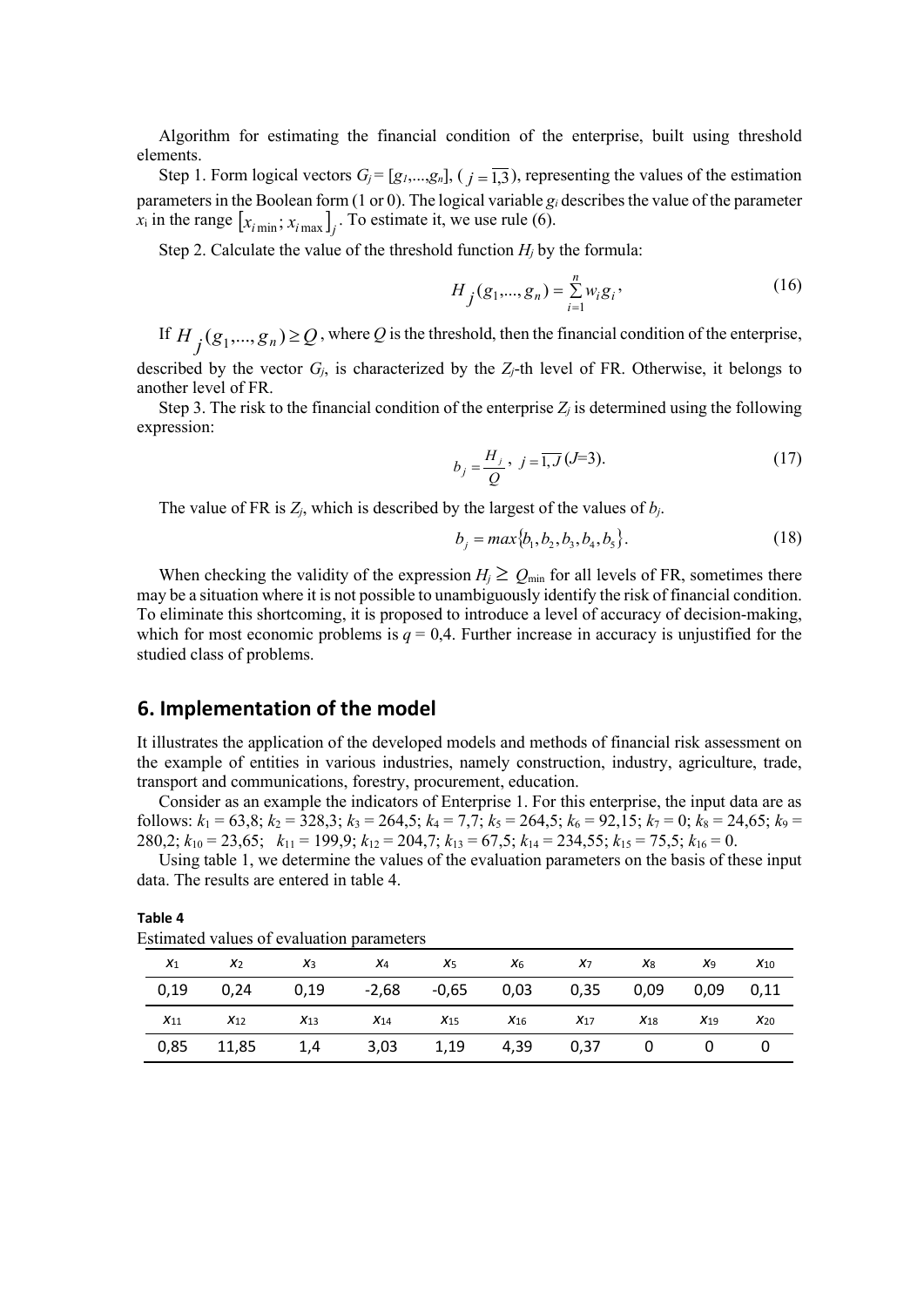Algorithm for estimating the financial condition of the enterprise, built using threshold elements.

Step 1. Form logical vectors $G_j = [g_1,...,g_n]$, ( $j = \overline{1,3}$ ), representing the values of the estimation parameters in the Boolean form (1 or 0). The logical variable $g_i$ describes the value of the parameter $x_i$ in the range $\left[x_{i\min}; x_{i\max}\right]_j$. To estimate it, we use rule (6).

Step 2. Calculate the value of the threshold function $H_j$ by the formula:

$$H_j(g_1,...,g_n) = \sum_{i=1}^{n} w_i g_i, \tag{16}$$

If $H_j(g_1,...,g_n) \geq Q$, where $Q$ is the threshold, then the financial condition of the enterprise, described by the vector $G_j$, is characterized by the $Z_j$-th level of FR. Otherwise, it belongs to another level of FR.

Step 3. The risk to the financial condition of the enterprise $Z_j$ is determined using the following expression:

$$b_j = \frac{H_j}{Q}, \; j = \overline{1,J} \; (J=3). \tag{17}$$

The value of FR is $Z_j$, which is described by the largest of the values of $b_j$.

$$b_j = max\{b_1, b_2, b_3, b_4, b_5\}. \tag{18}$$

When checking the validity of the expression $H_j \geq Q_{\min}$ for all levels of FR, sometimes there may be a situation where it is not possible to unambiguously identify the risk of financial condition. To eliminate this shortcoming, it is proposed to introduce a level of accuracy of decision-making, which for most economic problems is $q = 0{,}4$. Further increase in accuracy is unjustified for the studied class of problems.

## 6. Implementation of the model

It illustrates the application of the developed models and methods of financial risk assessment on the example of entities in various industries, namely construction, industry, agriculture, trade, transport and communications, forestry, procurement, education.

Consider as an example the indicators of Enterprise 1. For this enterprise, the input data are as follows: $k_1 = 63{,}8$; $k_2 = 328{,}3$; $k_3 = 264{,}5$; $k_4 = 7{,}7$; $k_5 = 264{,}5$; $k_6 = 92{,}15$; $k_7 = 0$; $k_8 = 24{,}65$; $k_9 = 280{,}2$; $k_{10} = 23{,}65$; $k_{11} = 199{,}9$; $k_{12} = 204{,}7$; $k_{13} = 67{,}5$; $k_{14} = 234{,}55$; $k_{15} = 75{,}5$; $k_{16} = 0$.

Using table 1, we determine the values of the evaluation parameters on the basis of these input data. The results are entered in table 4.

**Table 4**

Estimated values of evaluation parameters

| $x_1$ | $x_2$ | $x_3$ | $x_4$ | $x_5$ | $x_6$ | $x_7$ | $x_8$ | $x_9$ | $x_{10}$ |
|---|---|---|---|---|---|---|---|---|---|
| 0,19 | 0,24 | 0,19 | -2,68 | -0,65 | 0,03 | 0,35 | 0,09 | 0,09 | 0,11 |
| $x_{11}$ | $x_{12}$ | $x_{13}$ | $x_{14}$ | $x_{15}$ | $x_{16}$ | $x_{17}$ | $x_{18}$ | $x_{19}$ | $x_{20}$ |
| 0,85 | 11,85 | 1,4 | 3,03 | 1,19 | 4,39 | 0,37 | 0 | 0 | 0 |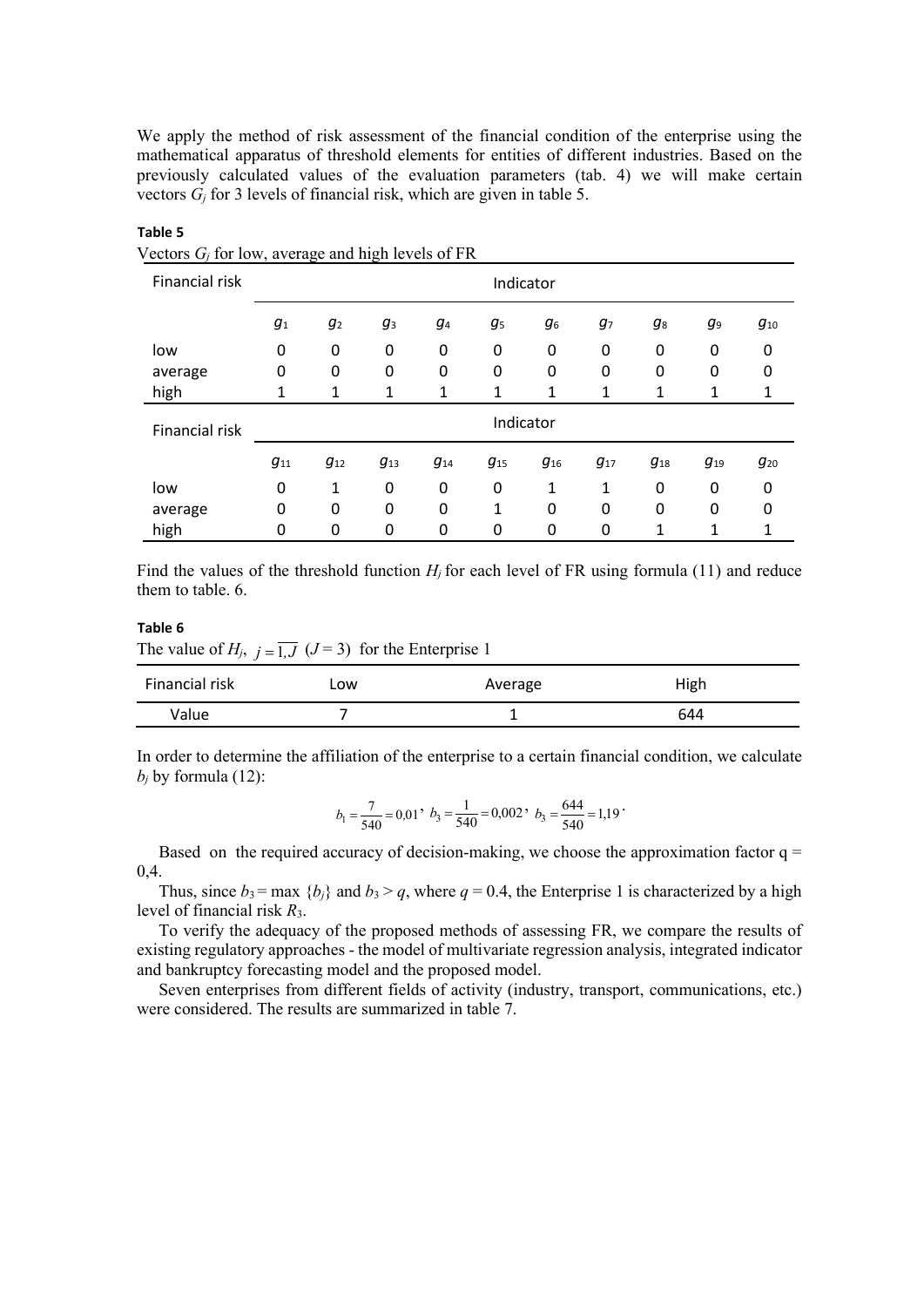We apply the method of risk assessment of the financial condition of the enterprise using the mathematical apparatus of threshold elements for entities of different industries. Based on the previously calculated values of the evaluation parameters (tab. 4) we will make certain vectors $G_j$ for 3 levels of financial risk, which are given in table 5.

**Table 5**

Vectors $G_j$ for low, average and high levels of FR

| Financial risk | Indicator | | | | | | | | | |
|---|---|---|---|---|---|---|---|---|---|---|
| | $g_1$ | $g_2$ | $g_3$ | $g_4$ | $g_5$ | $g_6$ | $g_7$ | $g_8$ | $g_9$ | $g_{10}$ |
| low | 0 | 0 | 0 | 0 | 0 | 0 | 0 | 0 | 0 | 0 |
| average | 0 | 0 | 0 | 0 | 0 | 0 | 0 | 0 | 0 | 0 |
| high | 1 | 1 | 1 | 1 | 1 | 1 | 1 | 1 | 1 | 1 |
| **Financial risk** | **Indicator** | | | | | | | | | |
| | $g_{11}$ | $g_{12}$ | $g_{13}$ | $g_{14}$ | $g_{15}$ | $g_{16}$ | $g_{17}$ | $g_{18}$ | $g_{19}$ | $g_{20}$ |
| low | 0 | 1 | 0 | 0 | 0 | 1 | 1 | 0 | 0 | 0 |
| average | 0 | 0 | 0 | 0 | 1 | 0 | 0 | 0 | 0 | 0 |
| high | 0 | 0 | 0 | 0 | 0 | 0 | 0 | 1 | 1 | 1 |

Find the values of the threshold function $H_j$ for each level of FR using formula (11) and reduce them to table. 6.

**Table 6**

The value of $H_j$, $j=\overline{1,J}$ ($J = 3$) for the Enterprise 1

| Financial risk | Low | Average | High |
|---|---|---|---|
| Value | 7 | 1 | 644 |

In order to determine the affiliation of the enterprise to a certain financial condition, we calculate $b_j$ by formula (12):

$$b_1 = \frac{7}{540} = 0{,}01,\ b_3 = \frac{1}{540} = 0{,}002,\ b_3 = \frac{644}{540} = 1{,}19.$$

Based on the required accuracy of decision-making, we choose the approximation factor q = 0,4.

Thus, since $b_3 = \max\{b_j\}$ and $b_3 > q$, where $q = 0.4$, the Enterprise 1 is characterized by a high level of financial risk $R_3$.

To verify the adequacy of the proposed methods of assessing FR, we compare the results of existing regulatory approaches - the model of multivariate regression analysis, integrated indicator and bankruptcy forecasting model and the proposed model.

Seven enterprises from different fields of activity (industry, transport, communications, etc.) were considered. The results are summarized in table 7.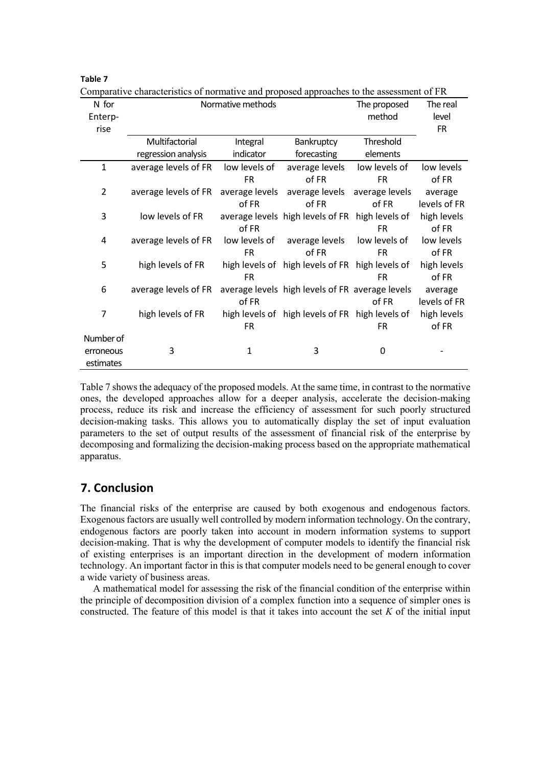**Table 7**

Comparative characteristics of normative and proposed approaches to the assessment of FR

| N for Enterprise | Normative methods | | | The proposed method | The real level FR |
|---|---|---|---|---|---|
| | Multifactorial regression analysis | Integral indicator | Bankruptcy forecasting | Threshold elements | |
| 1 | average levels of FR | low levels of FR | average levels of FR | low levels of FR | low levels of FR |
| 2 | average levels of FR | average levels of FR | average levels of FR | average levels of FR | average levels of FR |
| 3 | low levels of FR | average levels of FR | high levels of FR | high levels of FR | high levels of FR |
| 4 | average levels of FR | low levels of FR | average levels of FR | low levels of FR | low levels of FR |
| 5 | high levels of FR | high levels of FR | high levels of FR | high levels of FR | high levels of FR |
| 6 | average levels of FR | average levels of FR | high levels of FR | average levels of FR | average levels of FR |
| 7 | high levels of FR | high levels of FR | high levels of FR | high levels of FR | high levels of FR |
| Number of erroneous estimates | 3 | 1 | 3 | 0 | - |

Table 7 shows the adequacy of the proposed models. At the same time, in contrast to the normative ones, the developed approaches allow for a deeper analysis, accelerate the decision-making process, reduce its risk and increase the efficiency of assessment for such poorly structured decision-making tasks. This allows you to automatically display the set of input evaluation parameters to the set of output results of the assessment of financial risk of the enterprise by decomposing and formalizing the decision-making process based on the appropriate mathematical apparatus.

## 7. Conclusion

The financial risks of the enterprise are caused by both exogenous and endogenous factors. Exogenous factors are usually well controlled by modern information technology. On the contrary, endogenous factors are poorly taken into account in modern information systems to support decision-making. That is why the development of computer models to identify the financial risk of existing enterprises is an important direction in the development of modern information technology. An important factor in this is that computer models need to be general enough to cover a wide variety of business areas.

A mathematical model for assessing the risk of the financial condition of the enterprise within the principle of decomposition division of a complex function into a sequence of simpler ones is constructed. The feature of this model is that it takes into account the set $K$ of the initial input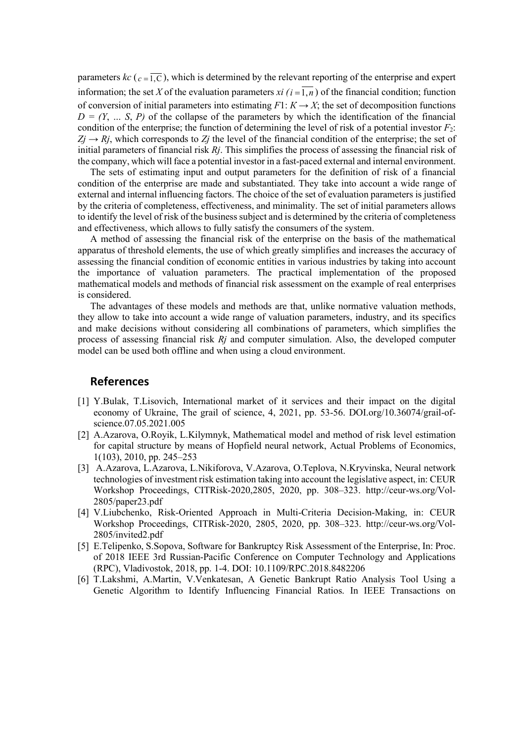parameters $kc$ ($c = \overline{1, C}$), which is determined by the relevant reporting of the enterprise and expert information; the set $X$ of the evaluation parameters $xi$ ($i = \overline{1, n}$) of the financial condition; function of conversion of initial parameters into estimating $F1$: $K \rightarrow X$; the set of decomposition functions $D = (Y, \ldots S, P)$ of the collapse of the parameters by which the identification of the financial condition of the enterprise; the function of determining the level of risk of a potential investor $F_2$: $Zj \rightarrow Rj$, which corresponds to $Zj$ the level of the financial condition of the enterprise; the set of initial parameters of financial risk $Rj$. This simplifies the process of assessing the financial risk of the company, which will face a potential investor in a fast-paced external and internal environment.

The sets of estimating input and output parameters for the definition of risk of a financial condition of the enterprise are made and substantiated. They take into account a wide range of external and internal influencing factors. The choice of the set of evaluation parameters is justified by the criteria of completeness, effectiveness, and minimality. The set of initial parameters allows to identify the level of risk of the business subject and is determined by the criteria of completeness and effectiveness, which allows to fully satisfy the consumers of the system.

A method of assessing the financial risk of the enterprise on the basis of the mathematical apparatus of threshold elements, the use of which greatly simplifies and increases the accuracy of assessing the financial condition of economic entities in various industries by taking into account the importance of valuation parameters. The practical implementation of the proposed mathematical models and methods of financial risk assessment on the example of real enterprises is considered.

The advantages of these models and methods are that, unlike normative valuation methods, they allow to take into account a wide range of valuation parameters, industry, and its specifics and make decisions without considering all combinations of parameters, which simplifies the process of assessing financial risk $Rj$ and computer simulation. Also, the developed computer model can be used both offline and when using a cloud environment.

## References

[1] Y.Bulak, T.Lisovich, International market of it services and their impact on the digital economy of Ukraine, The grail of science, 4, 2021, pp. 53-56. DOI.org/10.36074/grail-of-science.07.05.2021.005

[2] A.Azarova, O.Royik, L.Kilymnyk, Mathematical model and method of risk level estimation for capital structure by means of Hopfield neural network, Actual Problems of Economics, 1(103), 2010, pp. 245–253

[3] A.Azarova, L.Azarova, L.Nikiforova, V.Azarova, O.Teplova, N.Kryvinska, Neural network technologies of investment risk estimation taking into account the legislative aspect, in: CEUR Workshop Proceedings, CITRisk-2020,2805, 2020, pp. 308–323. http://ceur-ws.org/Vol-2805/paper23.pdf

[4] V.Liubchenko, Risk-Oriented Approach in Multi-Criteria Decision-Making, in: CEUR Workshop Proceedings, CITRisk-2020, 2805, 2020, pp. 308–323. http://ceur-ws.org/Vol-2805/invited2.pdf

[5] E.Telipenko, S.Sopova, Software for Bankruptcy Risk Assessment of the Enterprise, In: Proc. of 2018 IEEE 3rd Russian-Pacific Conference on Computer Technology and Applications (RPC), Vladivostok, 2018, pp. 1-4. DOI: 10.1109/RPC.2018.8482206

[6] T.Lakshmi, A.Martin, V.Venkatesan, A Genetic Bankrupt Ratio Analysis Tool Using a Genetic Algorithm to Identify Influencing Financial Ratios. In IEEE Transactions on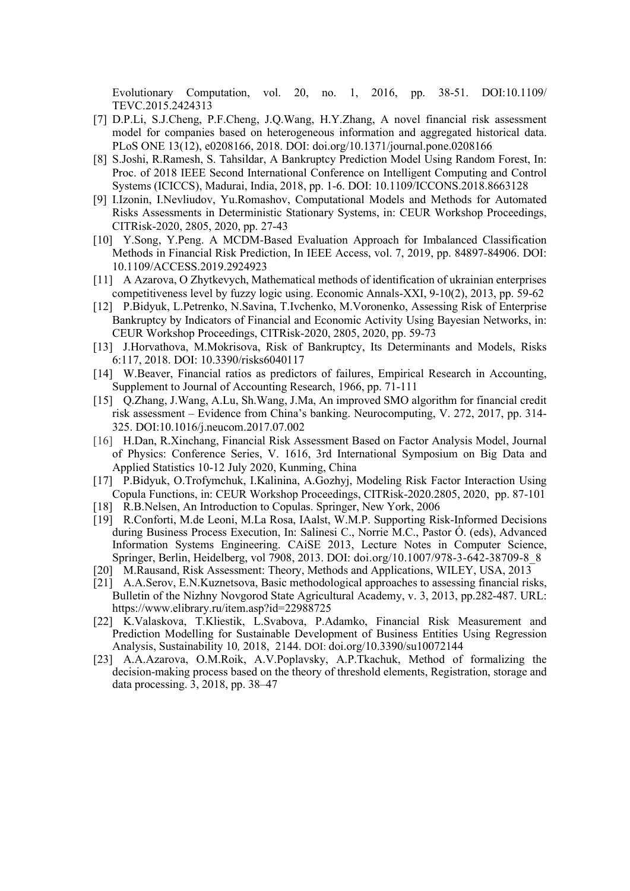Evolutionary Computation, vol. 20, no. 1, 2016, pp. 38-51. DOI:10.1109/ TEVC.2015.2424313

[7] D.P.Li, S.J.Cheng, P.F.Cheng, J.Q.Wang, H.Y.Zhang, A novel financial risk assessment model for companies based on heterogeneous information and aggregated historical data. PLoS ONE 13(12), e0208166, 2018. DOI: doi.org/10.1371/journal.pone.0208166

[8] S.Joshi, R.Ramesh, S. Tahsildar, A Bankruptcy Prediction Model Using Random Forest, In: Proc. of 2018 IEEE Second International Conference on Intelligent Computing and Control Systems (ICICCS), Madurai, India, 2018, pp. 1-6. DOI: 10.1109/ICCONS.2018.8663128

[9] I.Izonin, I.Nevliudov, Yu.Romashov, Computational Models and Methods for Automated Risks Assessments in Deterministic Stationary Systems, in: CEUR Workshop Proceedings, CITRisk-2020, 2805, 2020, pp. 27-43

[10] Y.Song, Y.Peng. A MCDM-Based Evaluation Approach for Imbalanced Classification Methods in Financial Risk Prediction, In IEEE Access, vol. 7, 2019, pp. 84897-84906. DOI: 10.1109/ACCESS.2019.2924923

[11] A Azarova, O Zhytkevych, Mathematical methods of identification of ukrainian enterprises competitiveness level by fuzzy logic using. Economic Annals-XXI, 9-10(2), 2013, pp. 59-62

[12] P.Bidyuk, L.Petrenko, N.Savina, T.Ivchenko, M.Voronenko, Assessing Risk of Enterprise Bankruptcy by Indicators of Financial and Economic Activity Using Bayesian Networks, in: CEUR Workshop Proceedings, CITRisk-2020, 2805, 2020, pp. 59-73

[13] J.Horvathova, M.Mokrisova, Risk of Bankruptcy, Its Determinants and Models, Risks 6:117, 2018. DOI: 10.3390/risks6040117

[14] W.Beaver, Financial ratios as predictors of failures, Empirical Research in Accounting, Supplement to Journal of Accounting Research, 1966, pp. 71-111

[15] Q.Zhang, J.Wang, A.Lu, Sh.Wang, J.Ma, An improved SMO algorithm for financial credit risk assessment – Evidence from China's banking. Neurocomputing, V. 272, 2017, pp. 314-325. DOI:10.1016/j.neucom.2017.07.002

[16] H.Dan, R.Xinchang, Financial Risk Assessment Based on Factor Analysis Model, Journal of Physics: Conference Series, V. 1616, 3rd International Symposium on Big Data and Applied Statistics 10-12 July 2020, Kunming, China

[17] P.Bidyuk, O.Trofymchuk, I.Kalinina, A.Gozhyj, Modeling Risk Factor Interaction Using Copula Functions, in: CEUR Workshop Proceedings, CITRisk-2020.2805, 2020, pp. 87-101

[18] R.B.Nelsen, An Introduction to Copulas. Springer, New York, 2006

[19] R.Conforti, M.de Leoni, M.La Rosa, IAalst, W.M.P. Supporting Risk-Informed Decisions during Business Process Execution, In: Salinesi C., Norrie M.C., Pastor Ó. (eds), Advanced Information Systems Engineering. CAiSE 2013, Lecture Notes in Computer Science, Springer, Berlin, Heidelberg, vol 7908, 2013. DOI: doi.org/10.1007/978-3-642-38709-8_8

[20] M.Rausand, Risk Assessment: Theory, Methods and Applications, WILEY, USA, 2013

[21] A.A.Serov, E.N.Kuznetsova, Basic methodological approaches to assessing financial risks, Bulletin of the Nizhny Novgorod State Agricultural Academy, v. 3, 2013, pp.282-487. URL: https://www.elibrary.ru/item.asp?id=22988725

[22] K.Valaskova, T.Kliestik, L.Svabova, P.Adamko, Financial Risk Measurement and Prediction Modelling for Sustainable Development of Business Entities Using Regression Analysis, Sustainability 10, 2018, 2144. DOI: doi.org/10.3390/su10072144

[23] A.A.Azarova, O.M.Roik, A.V.Poplavsky, A.P.Tkachuk, Method of formalizing the decision-making process based on the theory of threshold elements, Registration, storage and data processing. 3, 2018, pp. 38–47